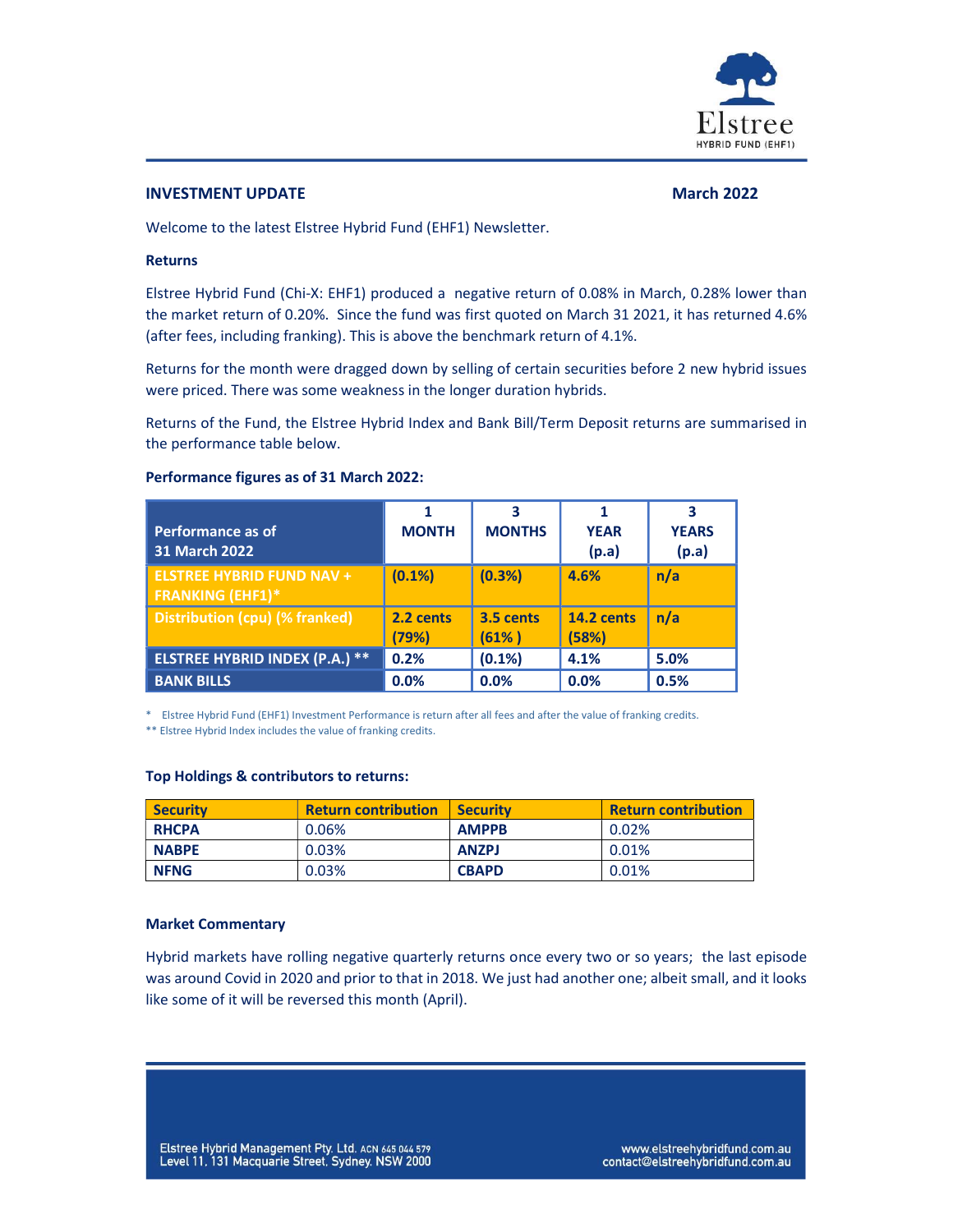## INVESTMENT UPDATE

**March 2022**

Welcome to the latest Elstree Hybrid Fund (EHF1) Newsletter.

### Returns

Elstree Hybrid Fund (Chi-X: EHF1) produced a negative return of 0.08% in March, 0.28% lower than the market return of 0.20%. Since the fund was first quoted on March 31 2021, it has returned 4.6% (after fees, including franking). This is above the benchmark return of 4.1%.

Returns for the month were dragged down by selling of certain securities before 2 new hybrid issues were priced. There was some weakness in the longer duration hybrids.

Returns of the Fund, the Elstree Hybrid Index and Bank Bill/Term Deposit returns are summarised in the performance table below.

**Performance figures as of 31 March 2022:**

| Performance as of 31 March 2022 | 1 MONTH | 3 MONTHS | 1 YEAR (p.a) | 3 YEARS (p.a) |
|---|---|---|---|---|
| **ELSTREE HYBRID FUND NAV + FRANKING (EHF1)*** | **(0.1%)** | **(0.3%)** | **4.6%** | **n/a** |
| **Distribution (cpu) (% franked)** | **2.2 cents (79%)** | **3.5 cents (61% )** | **14.2 cents (58%)** | **n/a** |
| **ELSTREE HYBRID INDEX (P.A.) **** | **0.2%** | **(0.1%)** | **4.1%** | **5.0%** |
| **BANK BILLS** | **0.0%** | **0.0%** | **0.0%** | **0.5%** |

\* Elstree Hybrid Fund (EHF1) Investment Performance is return after all fees and after the value of franking credits.
** Elstree Hybrid Index includes the value of franking credits.

**Top Holdings & contributors to returns:**

| Security | Return contribution | Security | Return contribution |
|---|---|---|---|
| **RHCPA** | 0.06% | **AMPPB** | 0.02% |
| **NABPE** | 0.03% | **ANZPJ** | 0.01% |
| **NFNG** | 0.03% | **CBAPD** | 0.01% |

### Market Commentary

Hybrid markets have rolling negative quarterly returns once every two or so years; the last episode was around Covid in 2020 and prior to that in 2018. We just had another one; albeit small, and it looks like some of it will be reversed this month (April).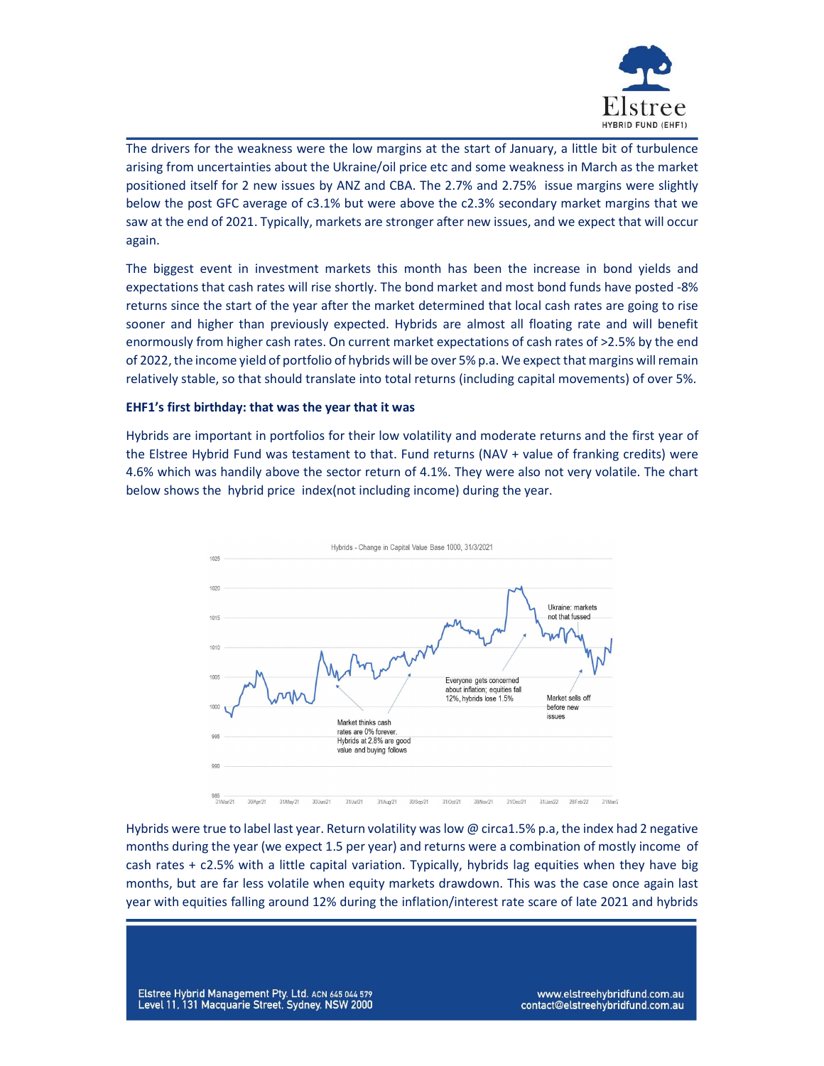The drivers for the weakness were the low margins at the start of January, a little bit of turbulence arising from uncertainties about the Ukraine/oil price etc and some weakness in March as the market positioned itself for 2 new issues by ANZ and CBA. The 2.7% and 2.75% issue margins were slightly below the post GFC average of c3.1% but were above the c2.3% secondary market margins that we saw at the end of 2021. Typically, markets are stronger after new issues, and we expect that will occur again.

The biggest event in investment markets this month has been the increase in bond yields and expectations that cash rates will rise shortly. The bond market and most bond funds have posted -8% returns since the start of the year after the market determined that local cash rates are going to rise sooner and higher than previously expected. Hybrids are almost all floating rate and will benefit enormously from higher cash rates. On current market expectations of cash rates of >2.5% by the end of 2022, the income yield of portfolio of hybrids will be over 5% p.a. We expect that margins will remain relatively stable, so that should translate into total returns (including capital movements) of over 5%.

**EHF1's first birthday: that was the year that it was**

Hybrids are important in portfolios for their low volatility and moderate returns and the first year of the Elstree Hybrid Fund was testament to that. Fund returns (NAV + value of franking credits) were 4.6% which was handily above the sector return of 4.1%. They were also not very volatile. The chart below shows the hybrid price index(not including income) during the year.

Hybrids - Change in Capital Value Base 1000, 31/3/2021

Hybrids were true to label last year. Return volatility was low @ circa1.5% p.a, the index had 2 negative months during the year (we expect 1.5 per year) and returns were a combination of mostly income of cash rates + c2.5% with a little capital variation. Typically, hybrids lag equities when they have big months, but are far less volatile when equity markets drawdown. This was the case once again last year with equities falling around 12% during the inflation/interest rate scare of late 2021 and hybrids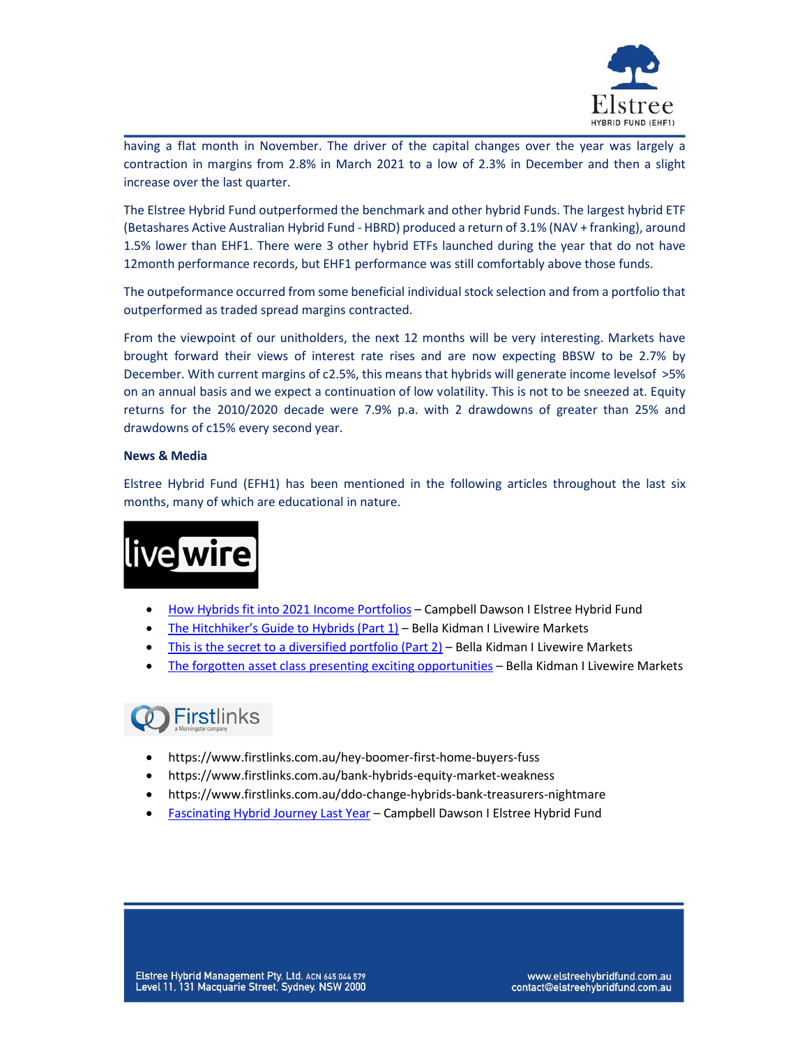having a flat month in November. The driver of the capital changes over the year was largely a contraction in margins from 2.8% in March 2021 to a low of 2.3% in December and then a slight increase over the last quarter.

The Elstree Hybrid Fund outperformed the benchmark and other hybrid Funds. The largest hybrid ETF (Betashares Active Australian Hybrid Fund - HBRD) produced a return of 3.1% (NAV + franking), around 1.5% lower than EHF1. There were 3 other hybrid ETFs launched during the year that do not have 12month performance records, but EHF1 performance was still comfortably above those funds.

The outpeformance occurred from some beneficial individual stock selection and from a portfolio that outperformed as traded spread margins contracted.

From the viewpoint of our unitholders, the next 12 months will be very interesting. Markets have brought forward their views of interest rate rises and are now expecting BBSW to be 2.7% by December. With current margins of c2.5%, this means that hybrids will generate income levelsof >5% on an annual basis and we expect a continuation of low volatility. This is not to be sneezed at. Equity returns for the 2010/2020 decade were 7.9% p.a. with 2 drawdowns of greater than 25% and drawdowns of c15% every second year.

**News & Media**

Elstree Hybrid Fund (EFH1) has been mentioned in the following articles throughout the last six months, many of which are educational in nature.

livewire

- How Hybrids fit into 2021 Income Portfolios – Campbell Dawson I Elstree Hybrid Fund
- The Hitchhiker's Guide to Hybrids (Part 1) – Bella Kidman I Livewire Markets
- This is the secret to a diversified portfolio (Part 2) – Bella Kidman I Livewire Markets
- The forgotten asset class presenting exciting opportunities – Bella Kidman I Livewire Markets

Firstlinks a Morningstar company

- https://www.firstlinks.com.au/hey-boomer-first-home-buyers-fuss
- https://www.firstlinks.com.au/bank-hybrids-equity-market-weakness
- https://www.firstlinks.com.au/ddo-change-hybrids-bank-treasurers-nightmare
- Fascinating Hybrid Journey Last Year – Campbell Dawson I Elstree Hybrid Fund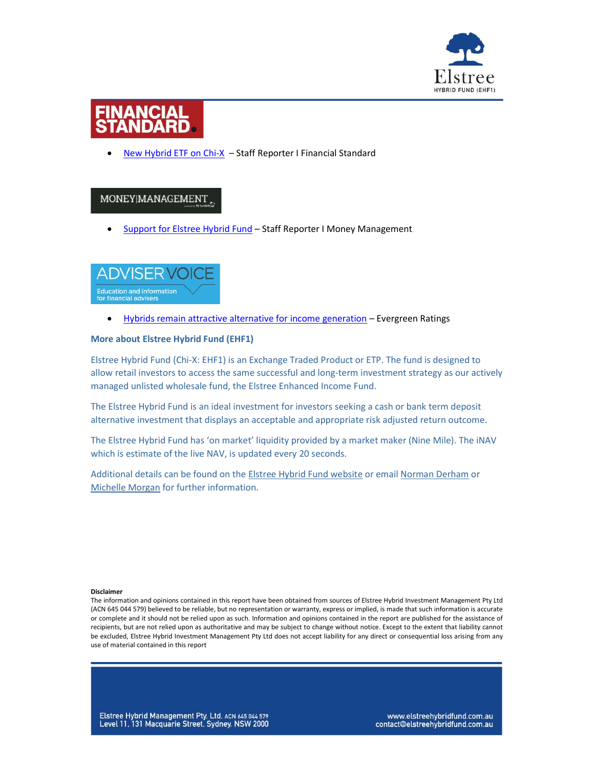**FINANCIAL STANDARD**

- New Hybrid ETF on Chi-X – Staff Reporter I Financial Standard

**MONEY|MANAGEMENT**

- Support for Elstree Hybrid Fund – Staff Reporter I Money Management

**ADVISERVOICE**
Education and information for financial advisers

- Hybrids remain attractive alternative for income generation – Evergreen Ratings

**More about Elstree Hybrid Fund (EHF1)**

Elstree Hybrid Fund (Chi-X: EHF1) is an Exchange Traded Product or ETP. The fund is designed to allow retail investors to access the same successful and long-term investment strategy as our actively managed unlisted wholesale fund, the Elstree Enhanced Income Fund.

The Elstree Hybrid Fund is an ideal investment for investors seeking a cash or bank term deposit alternative investment that displays an acceptable and appropriate risk adjusted return outcome.

The Elstree Hybrid Fund has 'on market' liquidity provided by a market maker (Nine Mile). The iNAV which is estimate of the live NAV, is updated every 20 seconds.

Additional details can be found on the Elstree Hybrid Fund website or email Norman Derham or Michelle Morgan for further information.

**Disclaimer**
The information and opinions contained in this report have been obtained from sources of Elstree Hybrid Investment Management Pty Ltd (ACN 645 044 579) believed to be reliable, but no representation or warranty, express or implied, is made that such information is accurate or complete and it should not be relied upon as such. Information and opinions contained in the report are published for the assistance of recipients, but are not relied upon as authoritative and may be subject to change without notice. Except to the extent that liability cannot be excluded, Elstree Hybrid Investment Management Pty Ltd does not accept liability for any direct or consequential loss arising from any use of material contained in this report

Elstree Hybrid Management Pty. Ltd. ACN 645 044 579
Level 11, 131 Macquarie Street, Sydney, NSW 2000

www.elstreehybridfund.com.au
contact@elstreehybridfund.com.au